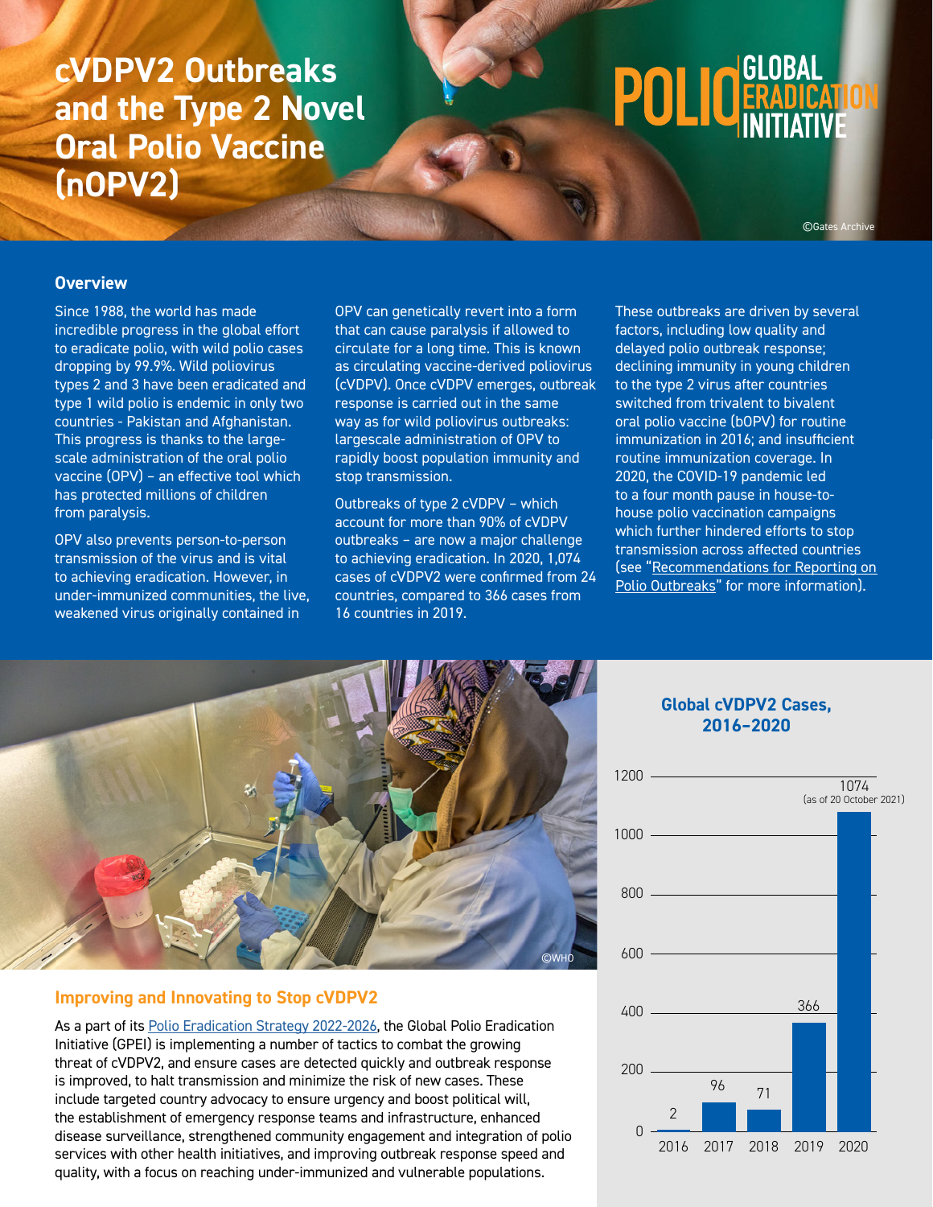# cVDPV2 Outbreaks and the Type 2 Novel Oral Polio Vaccine (nOPV2)

POLIO GLOBAL ERADICATION INITIATIVE

©Gates Archive

## Overview

Since 1988, the world has made incredible progress in the global effort to eradicate polio, with wild polio cases dropping by 99.9%. Wild poliovirus types 2 and 3 have been eradicated and type 1 wild polio is endemic in only two countries - Pakistan and Afghanistan. This progress is thanks to the large-scale administration of the oral polio vaccine (OPV) – an effective tool which has protected millions of children from paralysis.

OPV also prevents person-to-person transmission of the virus and is vital to achieving eradication. However, in under-immunized communities, the live, weakened virus originally contained in OPV can genetically revert into a form that can cause paralysis if allowed to circulate for a long time. This is known as circulating vaccine-derived poliovirus (cVDPV). Once cVDPV emerges, outbreak response is carried out in the same way as for wild poliovirus outbreaks: largescale administration of OPV to rapidly boost population immunity and stop transmission.

Outbreaks of type 2 cVDPV – which account for more than 90% of cVDPV outbreaks – are now a major challenge to achieving eradication. In 2020, 1,074 cases of cVDPV2 were confirmed from 24 countries, compared to 366 cases from 16 countries in 2019.

These outbreaks are driven by several factors, including low quality and delayed polio outbreak response; declining immunity in young children to the type 2 virus after countries switched from trivalent to bivalent oral polio vaccine (bOPV) for routine immunization in 2016; and insufficient routine immunization coverage. In 2020, the COVID-19 pandemic led to a four month pause in house-to-house polio vaccination campaigns which further hindered efforts to stop transmission across affected countries (see "Recommendations for Reporting on Polio Outbreaks" for more information).

©WHO

## Improving and Innovating to Stop cVDPV2

As a part of its Polio Eradication Strategy 2022-2026, the Global Polio Eradication Initiative (GPEI) is implementing a number of tactics to combat the growing threat of cVDPV2, and ensure cases are detected quickly and outbreak response is improved, to halt transmission and minimize the risk of new cases. These include targeted country advocacy to ensure urgency and boost political will, the establishment of emergency response teams and infrastructure, enhanced disease surveillance, strengthened community engagement and integration of polio services with other health initiatives, and improving outbreak response speed and quality, with a focus on reaching under-immunized and vulnerable populations.

### Global cVDPV2 Cases, 2016–2020

| Year | Cases |
|---|---|
| 2016 | 2 |
| 2017 | 96 |
| 2018 | 71 |
| 2019 | 366 |
| 2020 | 1074 (as of 20 October 2021) |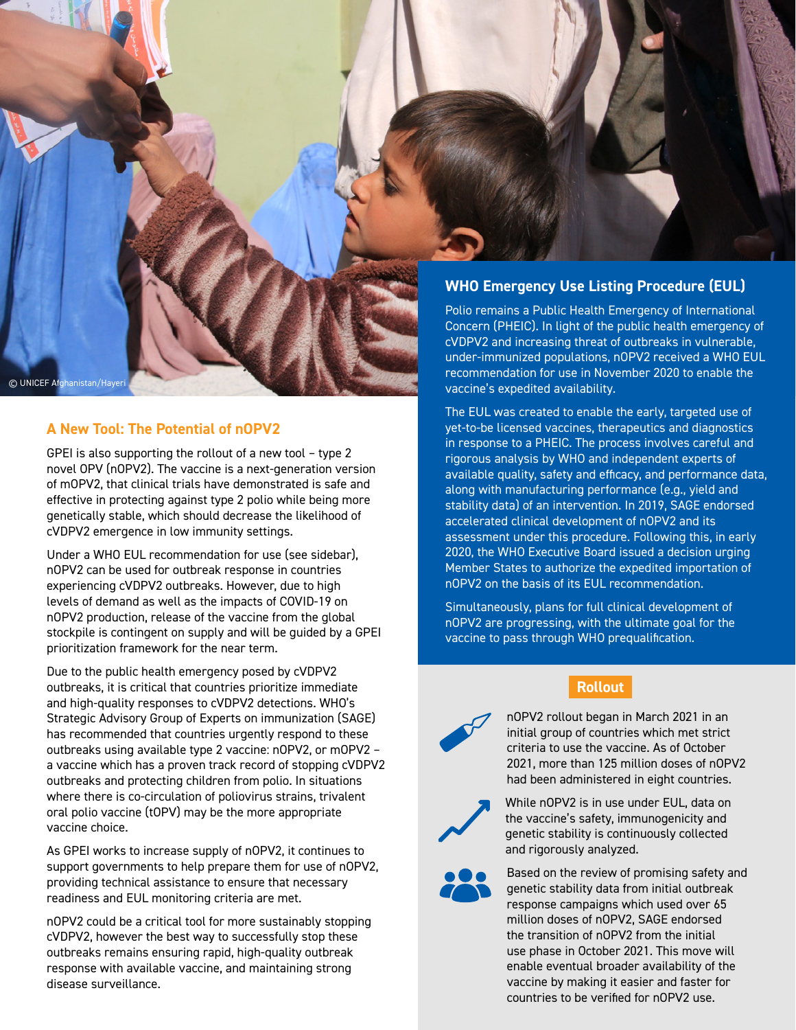© UNICEF Afghanistan/Hayeri

## A New Tool: The Potential of nOPV2

GPEI is also supporting the rollout of a new tool – type 2 novel OPV (nOPV2). The vaccine is a next-generation version of mOPV2, that clinical trials have demonstrated is safe and effective in protecting against type 2 polio while being more genetically stable, which should decrease the likelihood of cVDPV2 emergence in low immunity settings.

Under a WHO EUL recommendation for use (see sidebar), nOPV2 can be used for outbreak response in countries experiencing cVDPV2 outbreaks. However, due to high levels of demand as well as the impacts of COVID-19 on nOPV2 production, release of the vaccine from the global stockpile is contingent on supply and will be guided by a GPEI prioritization framework for the near term.

Due to the public health emergency posed by cVDPV2 outbreaks, it is critical that countries prioritize immediate and high-quality responses to cVDPV2 detections. WHO's Strategic Advisory Group of Experts on immunization (SAGE) has recommended that countries urgently respond to these outbreaks using available type 2 vaccine: nOPV2, or mOPV2 – a vaccine which has a proven track record of stopping cVDPV2 outbreaks and protecting children from polio. In situations where there is co-circulation of poliovirus strains, trivalent oral polio vaccine (tOPV) may be the more appropriate vaccine choice.

As GPEI works to increase supply of nOPV2, it continues to support governments to help prepare them for use of nOPV2, providing technical assistance to ensure that necessary readiness and EUL monitoring criteria are met.

nOPV2 could be a critical tool for more sustainably stopping cVDPV2, however the best way to successfully stop these outbreaks remains ensuring rapid, high-quality outbreak response with available vaccine, and maintaining strong disease surveillance.

## WHO Emergency Use Listing Procedure (EUL)

Polio remains a Public Health Emergency of International Concern (PHEIC). In light of the public health emergency of cVDPV2 and increasing threat of outbreaks in vulnerable, under-immunized populations, nOPV2 received a WHO EUL recommendation for use in November 2020 to enable the vaccine's expedited availability.

The EUL was created to enable the early, targeted use of yet-to-be licensed vaccines, therapeutics and diagnostics in response to a PHEIC. The process involves careful and rigorous analysis by WHO and independent experts of available quality, safety and efficacy, and performance data, along with manufacturing performance (e.g., yield and stability data) of an intervention. In 2019, SAGE endorsed accelerated clinical development of nOPV2 and its assessment under this procedure. Following this, in early 2020, the WHO Executive Board issued a decision urging Member States to authorize the expedited importation of nOPV2 on the basis of its EUL recommendation.

Simultaneously, plans for full clinical development of nOPV2 are progressing, with the ultimate goal for the vaccine to pass through WHO prequalification.

### Rollout

nOPV2 rollout began in March 2021 in an initial group of countries which met strict criteria to use the vaccine. As of October 2021, more than 125 million doses of nOPV2 had been administered in eight countries.

While nOPV2 is in use under EUL, data on the vaccine's safety, immunogenicity and genetic stability is continuously collected and rigorously analyzed.

Based on the review of promising safety and genetic stability data from initial outbreak response campaigns which used over 65 million doses of nOPV2, SAGE endorsed the transition of nOPV2 from the initial use phase in October 2021. This move will enable eventual broader availability of the vaccine by making it easier and faster for countries to be verified for nOPV2 use.